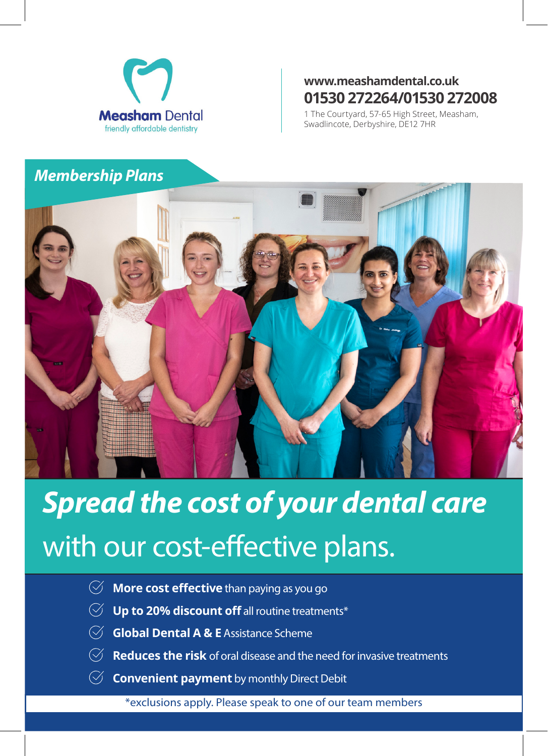**Measham Dental**
friendly affordable dentistry

**www.meashamdental.co.uk**
**01530 272264/01530 272008**
1 The Courtyard, 57-65 High Street, Measham, Swadlincote, Derbyshire, DE12 7HR

## *Membership Plans*

# *Spread the cost of your dental care*
with our cost-effective plans.

- **More cost effective** than paying as you go
- **Up to 20% discount off** all routine treatments*
- **Global Dental A & E** Assistance Scheme
- **Reduces the risk** of oral disease and the need for invasive treatments
- **Convenient payment** by monthly Direct Debit

*exclusions apply. Please speak to one of our team members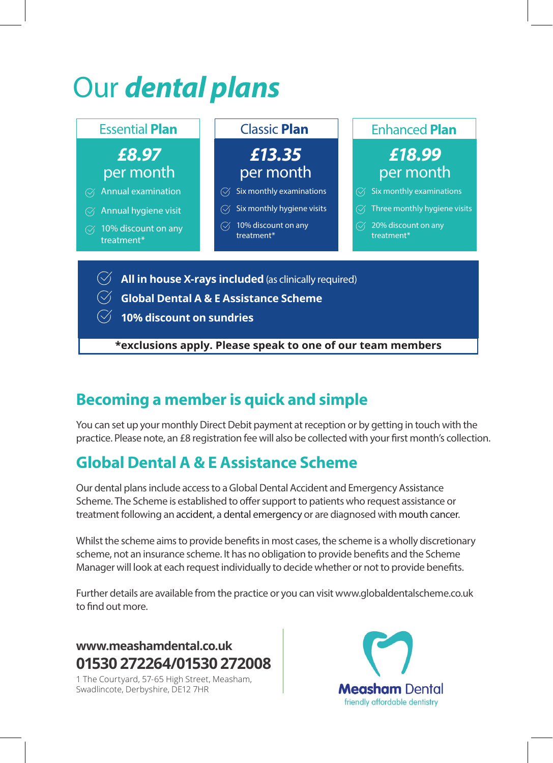# Our *dental plans*

## Essential Plan

***£8.97***
per month

- Annual examination
- Annual hygiene visit
- 10% discount on any treatment*

## Classic Plan

***£13.35***
per month

- Six monthly examinations
- Six monthly hygiene visits
- 10% discount on any treatment*

## Enhanced Plan

***£18.99***
per month

- Six monthly examinations
- Three monthly hygiene visits
- 20% discount on any treatment*

---

- **All in house X-rays included** (as clinically required)
- **Global Dental A & E Assistance Scheme**
- **10% discount on sundries**

***exclusions apply. Please speak to one of our team members**

## Becoming a member is quick and simple

You can set up your monthly Direct Debit payment at reception or by getting in touch with the practice. Please note, an £8 registration fee will also be collected with your first month's collection.

## Global Dental A & E Assistance Scheme

Our dental plans include access to a Global Dental Accident and Emergency Assistance Scheme. The Scheme is established to offer support to patients who request assistance or treatment following an accident, a dental emergency or are diagnosed with mouth cancer.

Whilst the scheme aims to provide benefits in most cases, the scheme is a wholly discretionary scheme, not an insurance scheme. It has no obligation to provide benefits and the Scheme Manager will look at each request individually to decide whether or not to provide benefits.

Further details are available from the practice or you can visit www.globaldentalscheme.co.uk to find out more.

**www.meashamdental.co.uk**
**01530 272264/01530 272008**
1 The Courtyard, 57-65 High Street, Measham, Swadlincote, Derbyshire, DE12 7HR

**Measham** Dental
friendly affordable dentistry